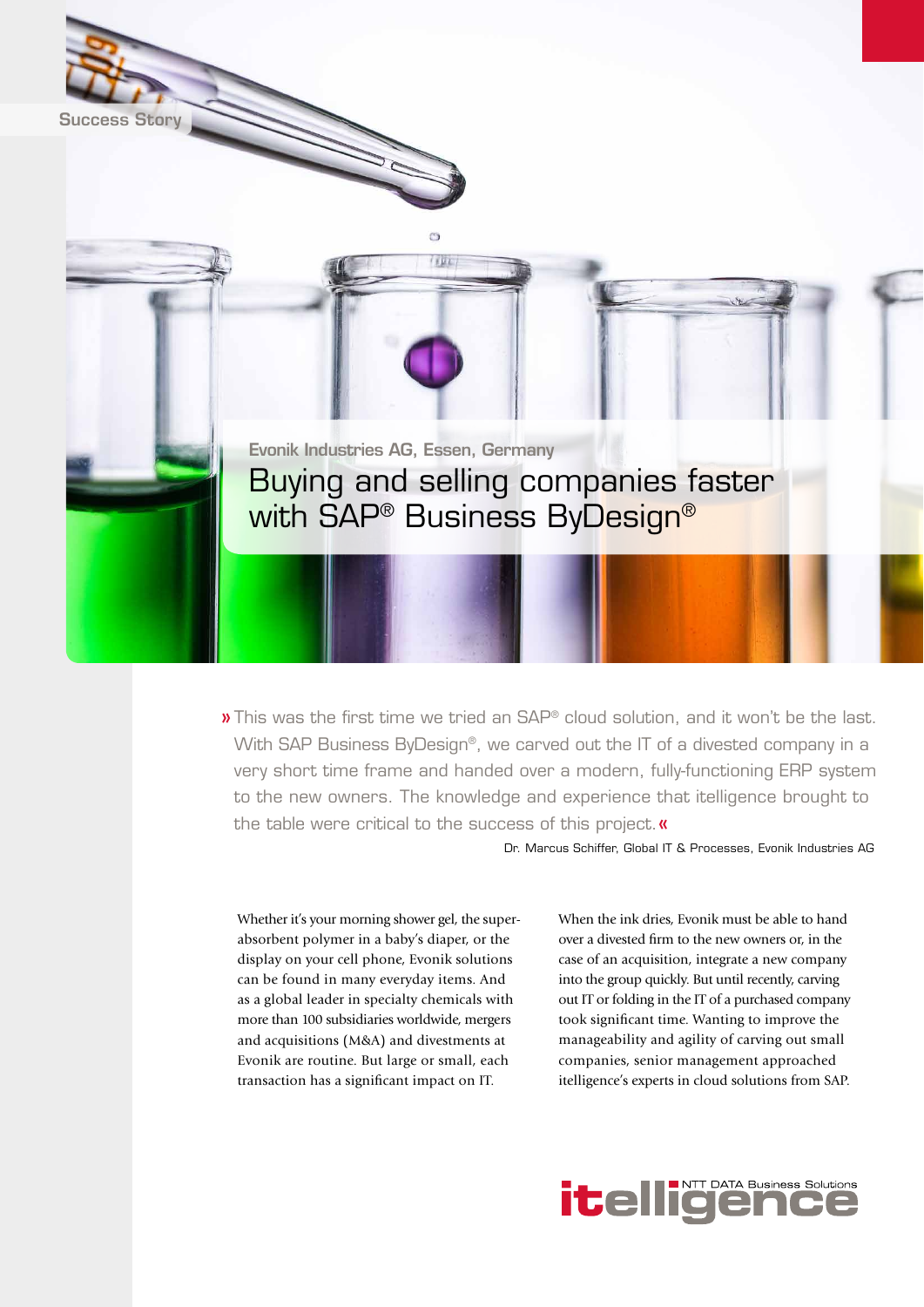Success Story

Evonik Industries AG, Essen, Germany

# Buying and selling companies faster with SAP® Business ByDesign®

» This was the first time we tried an SAP® cloud solution, and it won't be the last. With SAP Business ByDesign®, we carved out the IT of a divested company in a very short time frame and handed over a modern, fully-functioning ERP system to the new owners. The knowledge and experience that itelligence brought to the table were critical to the success of this project. «

Dr. Marcus Schiffer, Global IT & Processes, Evonik Industries AG

Whether it's your morning shower gel, the super-absorbent polymer in a baby's diaper, or the display on your cell phone, Evonik solutions can be found in many everyday items. And as a global leader in specialty chemicals with more than 100 subsidiaries worldwide, mergers and acquisitions (M&A) and divestments at Evonik are routine. But large or small, each transaction has a significant impact on IT.

When the ink dries, Evonik must be able to hand over a divested firm to the new owners or, in the case of an acquisition, integrate a new company into the group quickly. But until recently, carving out IT or folding in the IT of a purchased company took significant time. Wanting to improve the manageability and agility of carving out small companies, senior management approached itelligence's experts in cloud solutions from SAP.

itelligence NTT DATA Business Solutions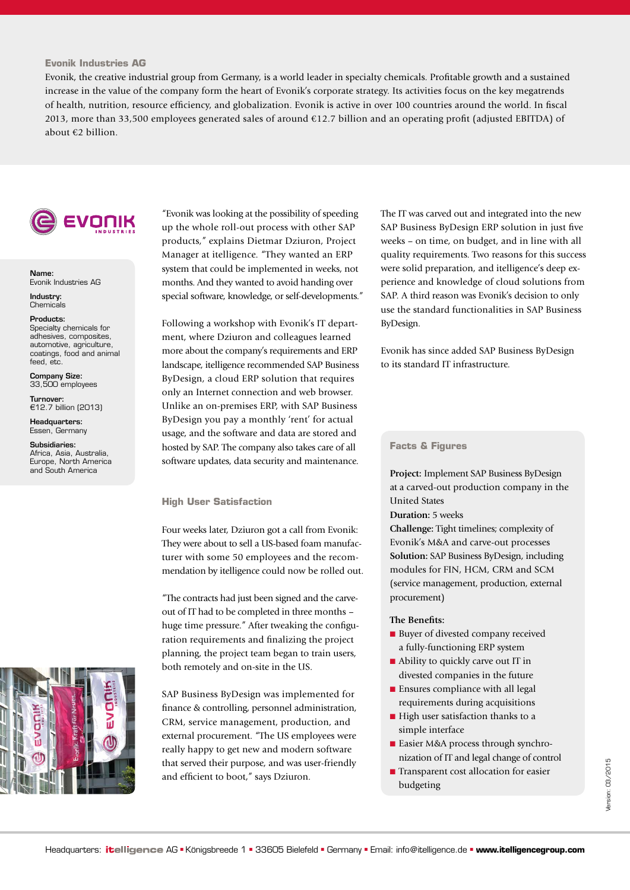## Evonik Industries AG

Evonik, the creative industrial group from Germany, is a world leader in specialty chemicals. Profitable growth and a sustained increase in the value of the company form the heart of Evonik's corporate strategy. Its activities focus on the key megatrends of health, nutrition, resource efficiency, and globalization. Evonik is active in over 100 countries around the world. In fiscal 2013, more than 33,500 employees generated sales of around €12.7 billion and an operating profit (adjusted EBITDA) of about €2 billion.

**Name:**
Evonik Industries AG

**Industry:**
Chemicals

**Products:**
Specialty chemicals for adhesives, composites, automotive, agriculture, coatings, food and animal feed, etc.

**Company Size:**
33,500 employees

**Turnover:**
€12.7 billion (2013)

**Headquarters:**
Essen, Germany

**Subsidiaries:**
Africa, Asia, Australia, Europe, North America and South America

"Evonik was looking at the possibility of speeding up the whole roll-out process with other SAP products," explains Dietmar Dziuron, Project Manager at itelligence. "They wanted an ERP system that could be implemented in weeks, not months. And they wanted to avoid handing over special software, knowledge, or self-developments."

Following a workshop with Evonik's IT department, where Dziuron and colleagues learned more about the company's requirements and ERP landscape, itelligence recommended SAP Business ByDesign, a cloud ERP solution that requires only an Internet connection and web browser. Unlike an on-premises ERP, with SAP Business ByDesign you pay a monthly 'rent' for actual usage, and the software and data are stored and hosted by SAP. The company also takes care of all software updates, data security and maintenance.

### High User Satisfaction

Four weeks later, Dziuron got a call from Evonik: They were about to sell a US-based foam manufacturer with some 50 employees and the recommendation by itelligence could now be rolled out.

"The contracts had just been signed and the carve-out of IT had to be completed in three months – huge time pressure." After tweaking the configuration requirements and finalizing the project planning, the project team began to train users, both remotely and on-site in the US.

SAP Business ByDesign was implemented for finance & controlling, personnel administration, CRM, service management, production, and external procurement. "The US employees were really happy to get new and modern software that served their purpose, and was user-friendly and efficient to boot," says Dziuron.

The IT was carved out and integrated into the new SAP Business ByDesign ERP solution in just five weeks – on time, on budget, and in line with all quality requirements. Two reasons for this success were solid preparation, and itelligence's deep experience and knowledge of cloud solutions from SAP. A third reason was Evonik's decision to only use the standard functionalities in SAP Business ByDesign.

Evonik has since added SAP Business ByDesign to its standard IT infrastructure.

### Facts & Figures

**Project:** Implement SAP Business ByDesign at a carved-out production company in the United States
**Duration:** 5 weeks
**Challenge:** Tight timelines; complexity of Evonik's M&A and carve-out processes
**Solution:** SAP Business ByDesign, including modules for FIN, HCM, CRM and SCM (service management, production, external procurement)

**The Benefits:**

- Buyer of divested company received a fully-functioning ERP system
- Ability to quickly carve out IT in divested companies in the future
- Ensures compliance with all legal requirements during acquisitions
- High user satisfaction thanks to a simple interface
- Easier M&A process through synchronization of IT and legal change of control
- Transparent cost allocation for easier budgeting

Version: 03/2015

Headquarters: itelligence AG ▪ Königsbreede 1 ▪ 33605 Bielefeld ▪ Germany ▪ Email: info@itelligence.de ▪ **www.itelligencegroup.com**